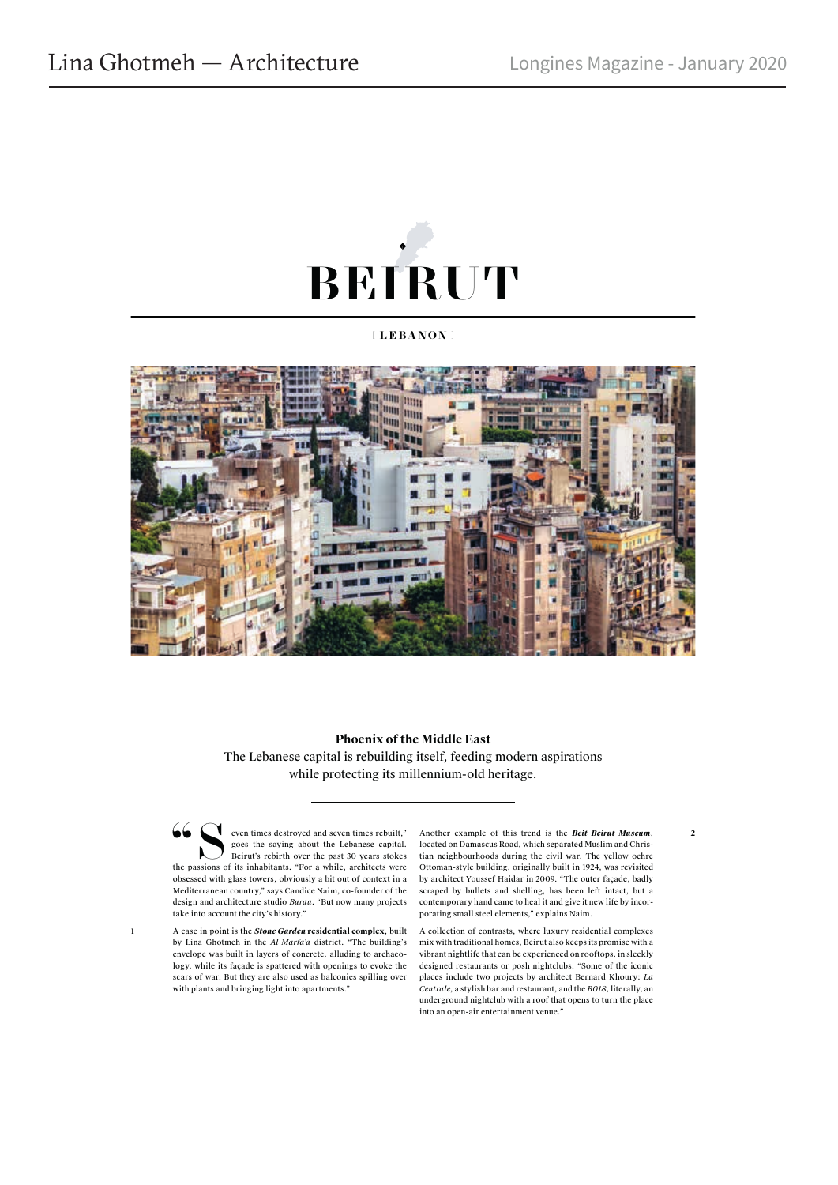# BEIRUT

[ LEBANON ]

**Phoenix of the Middle East**

The Lebanese capital is rebuilding itself, feeding modern aspirations while protecting its millennium-old heritage.

"Seven times destroyed and seven times rebuilt," goes the saying about the Lebanese capital. Beirut's rebirth over the past 30 years stokes the passions of its inhabitants. "For a while, architects were obsessed with glass towers, obviously a bit out of context in a Mediterranean country," says Candice Naim, co-founder of the design and architecture studio *Burau*. "But now many projects take into account the city's history."

1 — A case in point is the ***Stone Garden* residential complex**, built by Lina Ghotmeh in the *Al Marfa'a* district. "The building's envelope was built in layers of concrete, alluding to archaeology, while its façade is spattered with openings to evoke the scars of war. But they are also used as balconies spilling over with plants and bringing light into apartments."

Another example of this trend is the ***Beit Beirut Museum***, located on Damascus Road, which separated Muslim and Christian neighbourhoods during the civil war. The yellow ochre Ottoman-style building, originally built in 1924, was revisited by architect Youssef Haidar in 2009. "The outer façade, badly scraped by bullets and shelling, has been left intact, but a contemporary hand came to heal it and give it new life by incorporating small steel elements," explains Naim. — 2

A collection of contrasts, where luxury residential complexes mix with traditional homes, Beirut also keeps its promise with a vibrant nightlife that can be experienced on rooftops, in sleekly designed restaurants or posh nightclubs. "Some of the iconic places include two projects by architect Bernard Khoury: *La Centrale*, a stylish bar and restaurant, and the *BO18*, literally, an underground nightclub with a roof that opens to turn the place into an open-air entertainment venue."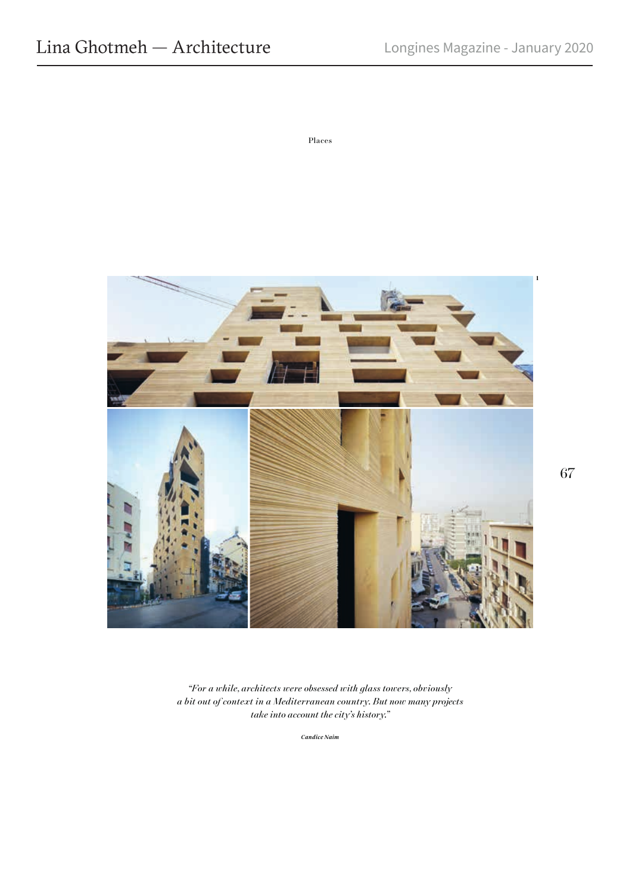Places

*"For a while, architects were obsessed with glass towers, obviously a bit out of context in a Mediterranean country. But now many projects take into account the city's history."*

***Candice Naim***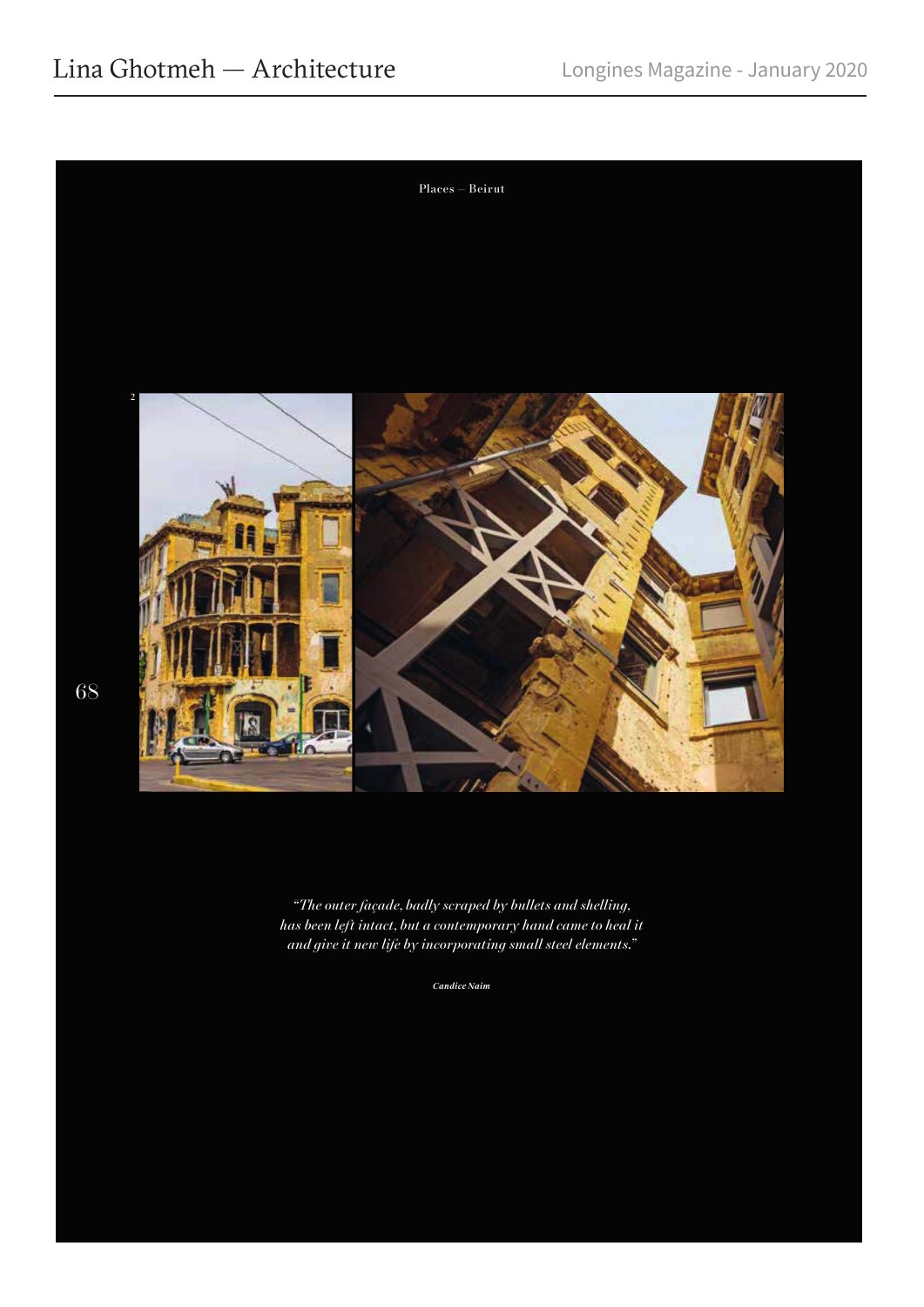Places – Beirut

*"The outer façade, badly scraped by bullets and shelling, has been left intact, but a contemporary hand came to heal it and give it new life by incorporating small steel elements."*

***Candice Naim***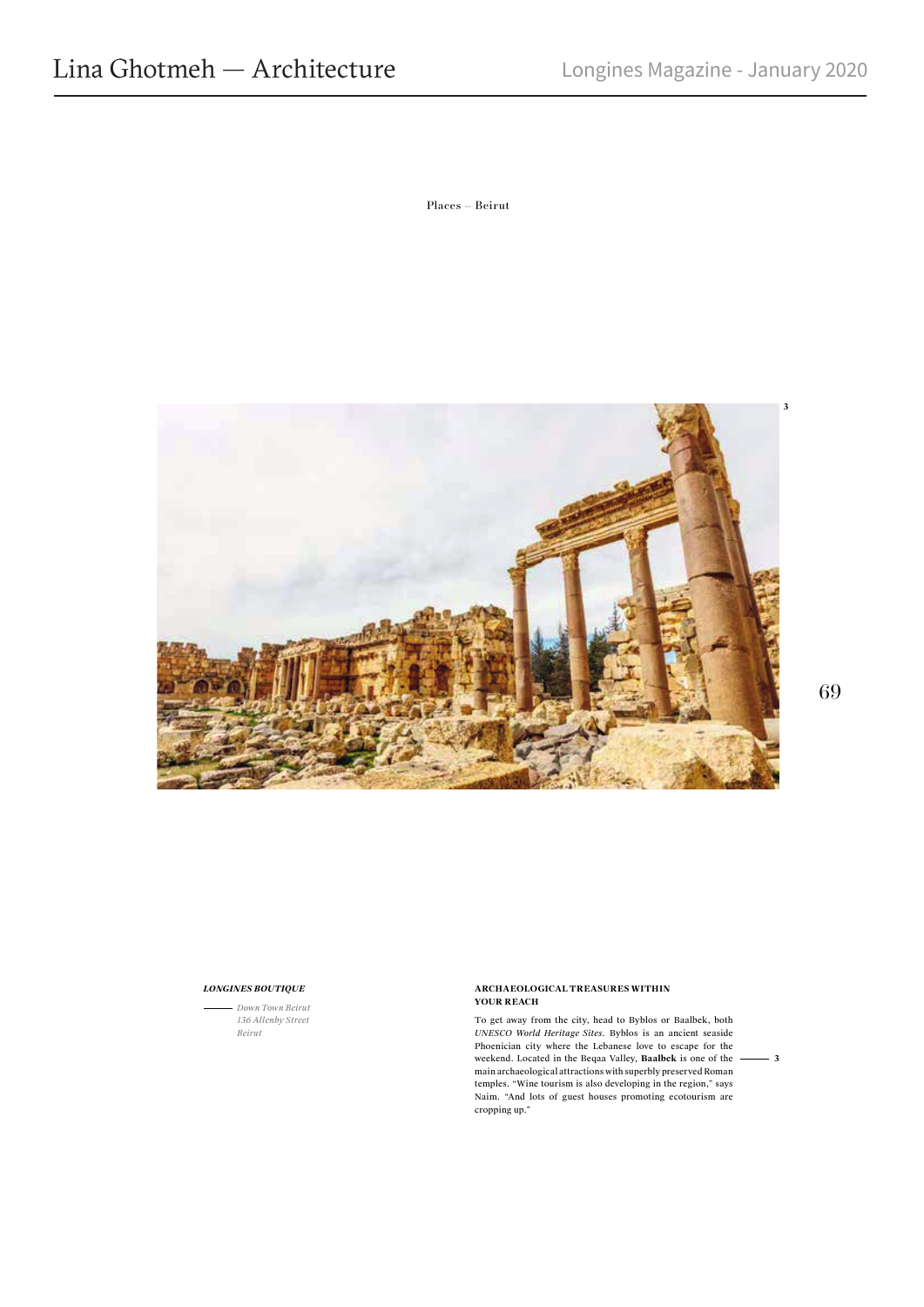Places – Beirut

3

***LONGINES BOUTIQUE***

*Down Town Beirut*
*136 Allenby Street*
*Beirut*

**ARCHAEOLOGICAL TREASURES WITHIN YOUR REACH**

To get away from the city, head to Byblos or Baalbek, both *UNESCO World Heritage Sites*. Byblos is an ancient seaside Phoenician city where the Lebanese love to escape for the weekend. Located in the Beqaa Valley, **Baalbek** is one of the main archaeological attractions with superbly preserved Roman temples. "Wine tourism is also developing in the region," says Naim. "And lots of guest houses promoting ecotourism are cropping up." — 3